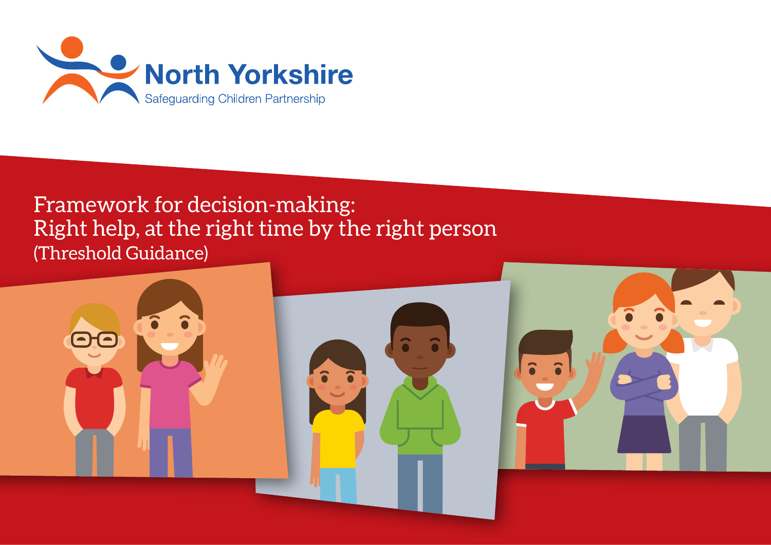North Yorkshire
Safeguarding Children Partnership

# Framework for decision-making: Right help, at the right time by the right person

(Threshold Guidance)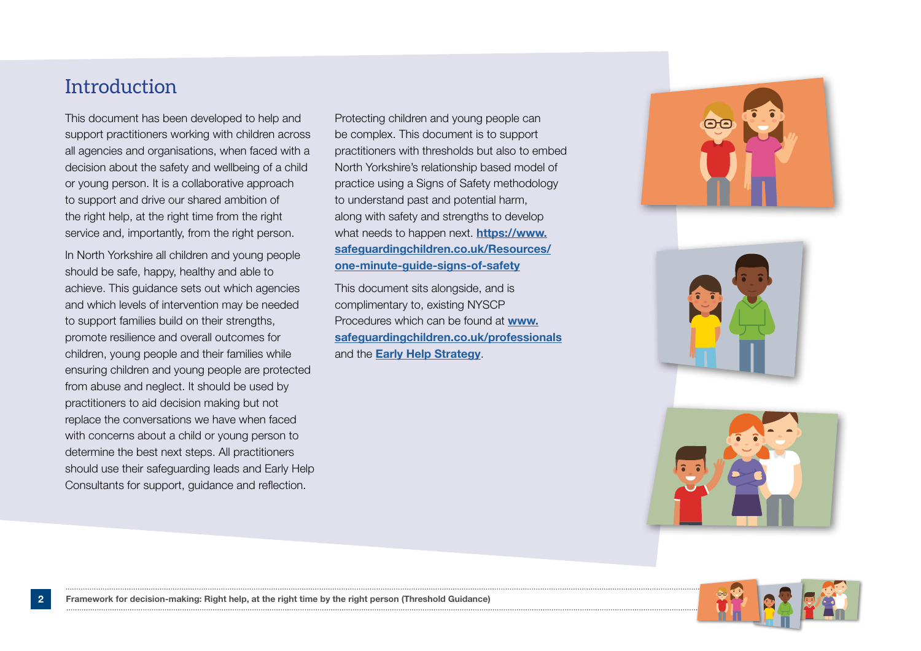# Introduction

This document has been developed to help and support practitioners working with children across all agencies and organisations, when faced with a decision about the safety and wellbeing of a child or young person. It is a collaborative approach to support and drive our shared ambition of the right help, at the right time from the right service and, importantly, from the right person.

In North Yorkshire all children and young people should be safe, happy, healthy and able to achieve. This guidance sets out which agencies and which levels of intervention may be needed to support families build on their strengths, promote resilience and overall outcomes for children, young people and their families while ensuring children and young people are protected from abuse and neglect. It should be used by practitioners to aid decision making but not replace the conversations we have when faced with concerns about a child or young person to determine the best next steps. All practitioners should use their safeguarding leads and Early Help Consultants for support, guidance and reflection.

Protecting children and young people can be complex. This document is to support practitioners with thresholds but also to embed North Yorkshire's relationship based model of practice using a Signs of Safety methodology to understand past and potential harm, along with safety and strengths to develop what needs to happen next. **https://www.safeguardingchildren.co.uk/Resources/one-minute-guide-signs-of-safety**

This document sits alongside, and is complimentary to, existing NYSCP Procedures which can be found at **www.safeguardingchildren.co.uk/professionals** and the **Early Help Strategy**.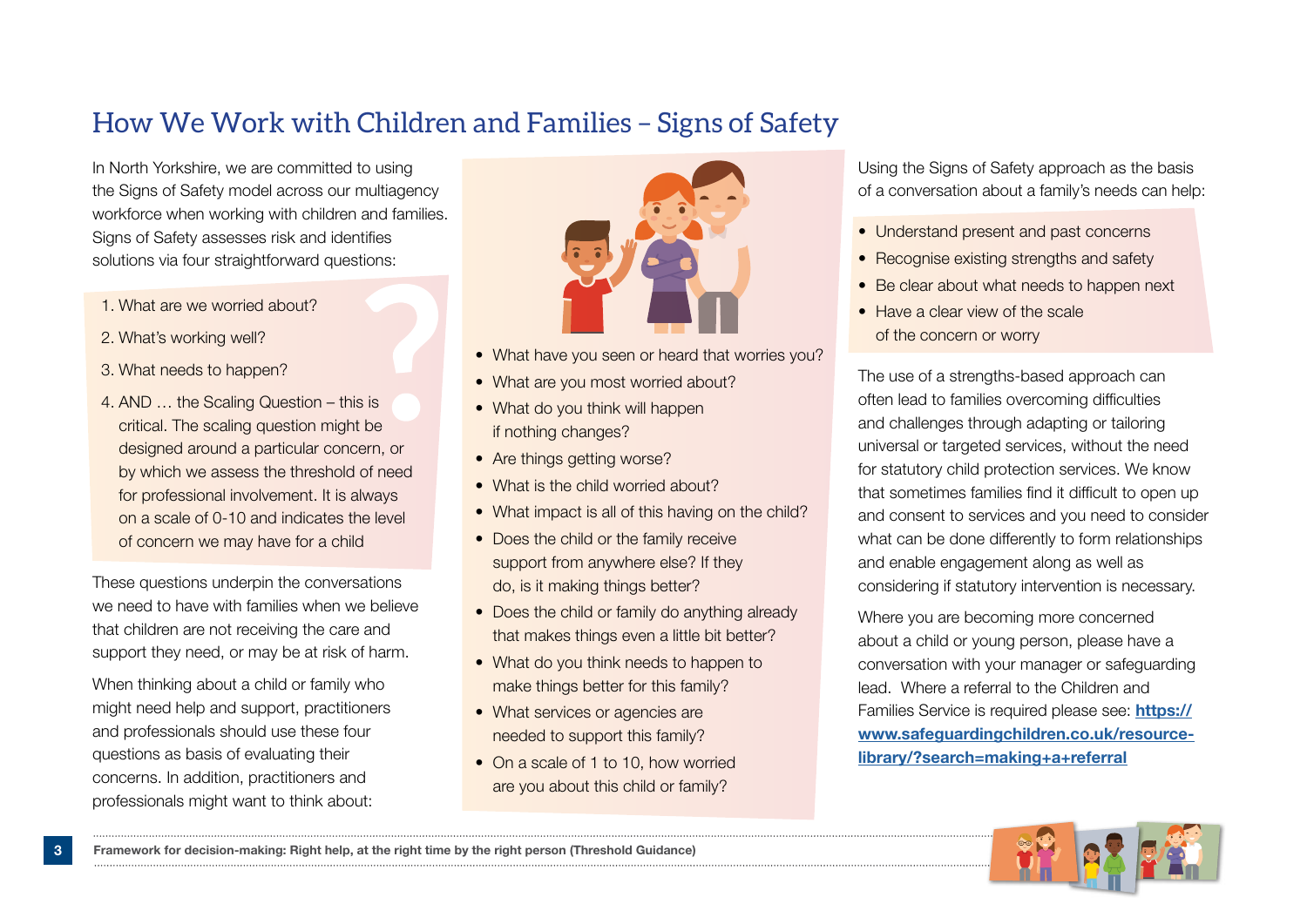# How We Work with Children and Families – Signs of Safety

In North Yorkshire, we are committed to using the Signs of Safety model across our multiagency workforce when working with children and families. Signs of Safety assesses risk and identifies solutions via four straightforward questions:

1. What are we worried about?
2. What's working well?
3. What needs to happen?
4. AND … the Scaling Question – this is critical. The scaling question might be designed around a particular concern, or by which we assess the threshold of need for professional involvement. It is always on a scale of 0-10 and indicates the level of concern we may have for a child

These questions underpin the conversations we need to have with families when we believe that children are not receiving the care and support they need, or may be at risk of harm.

When thinking about a child or family who might need help and support, practitioners and professionals should use these four questions as basis of evaluating their concerns. In addition, practitioners and professionals might want to think about:

- What have you seen or heard that worries you?
- What are you most worried about?
- What do you think will happen if nothing changes?
- Are things getting worse?
- What is the child worried about?
- What impact is all of this having on the child?
- Does the child or the family receive support from anywhere else? If they do, is it making things better?
- Does the child or family do anything already that makes things even a little bit better?
- What do you think needs to happen to make things better for this family?
- What services or agencies are needed to support this family?
- On a scale of 1 to 10, how worried are you about this child or family?

Using the Signs of Safety approach as the basis of a conversation about a family's needs can help:

- Understand present and past concerns
- Recognise existing strengths and safety
- Be clear about what needs to happen next
- Have a clear view of the scale of the concern or worry

The use of a strengths-based approach can often lead to families overcoming difficulties and challenges through adapting or tailoring universal or targeted services, without the need for statutory child protection services. We know that sometimes families find it difficult to open up and consent to services and you need to consider what can be done differently to form relationships and enable engagement along as well as considering if statutory intervention is necessary.

Where you are becoming more concerned about a child or young person, please have a conversation with your manager or safeguarding lead. Where a referral to the Children and Families Service is required please see: **https://www.safeguardingchildren.co.uk/resource-library/?search=making+a+referral**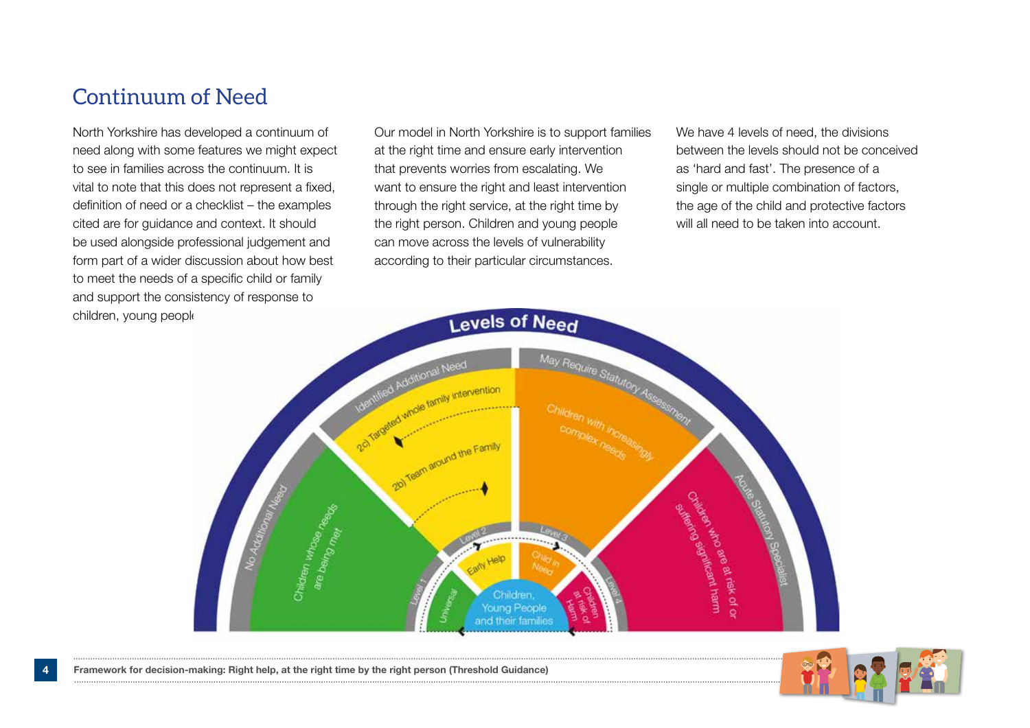# Continuum of Need

North Yorkshire has developed a continuum of need along with some features we might expect to see in families across the continuum. It is vital to note that this does not represent a fixed, definition of need or a checklist – the examples cited are for guidance and context. It should be used alongside professional judgement and form part of a wider discussion about how best to meet the needs of a specific child or family and support the consistency of response to children, young peopl

Our model in North Yorkshire is to support families at the right time and ensure early intervention that prevents worries from escalating. We want to ensure the right and least intervention through the right service, at the right time by the right person. Children and young people can move across the levels of vulnerability according to their particular circumstances.

We have 4 levels of need, the divisions between the levels should not be conceived as 'hard and fast'. The presence of a single or multiple combination of factors, the age of the child and protective factors will all need to be taken into account.

**Levels of Need**

- No Additional Need – Children whose needs are being met – Level 1 – Universal
- Identified Additional Need – 2c) Targeted whole family intervention – 2b) Team around the Family – Level 2 – Early Help
- May Require Statutory Assessment – Children with increasingly complex needs – Level 3 – Child in Need
- Acute Statutory Specialist – Children who are at risk of or suffering significant harm – Level 4 – Children at risk of Harm

Children, Young People and their families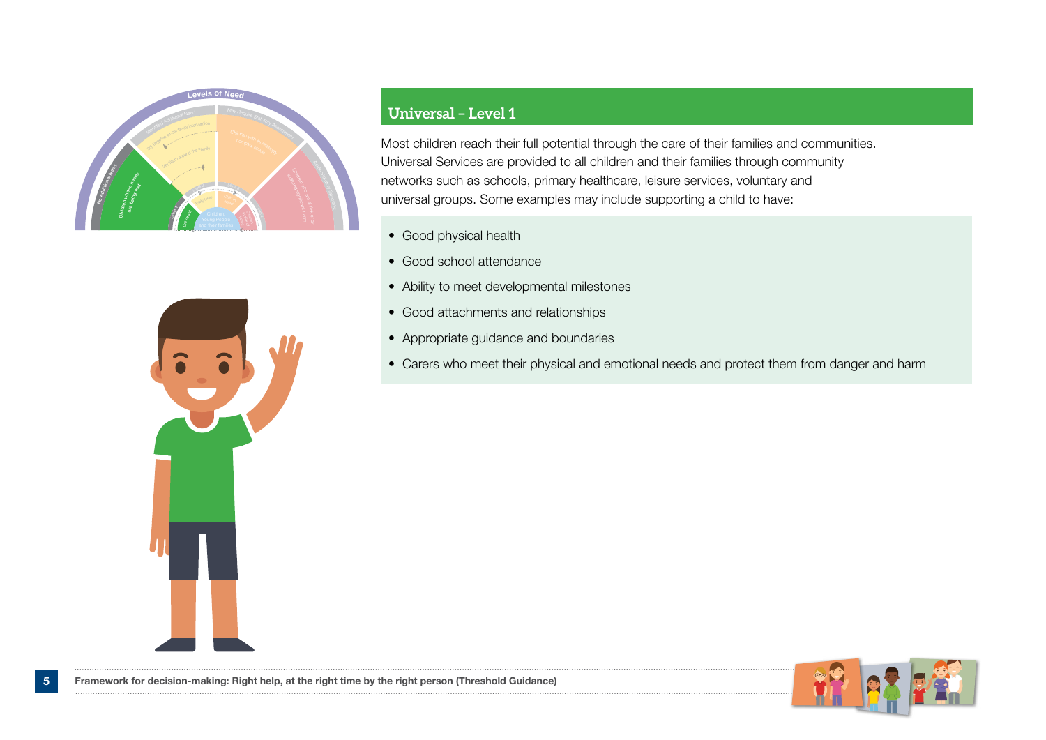## Universal – Level 1

Most children reach their full potential through the care of their families and communities. Universal Services are provided to all children and their families through community networks such as schools, primary healthcare, leisure services, voluntary and universal groups. Some examples may include supporting a child to have:

- Good physical health
- Good school attendance
- Ability to meet developmental milestones
- Good attachments and relationships
- Appropriate guidance and boundaries
- Carers who meet their physical and emotional needs and protect them from danger and harm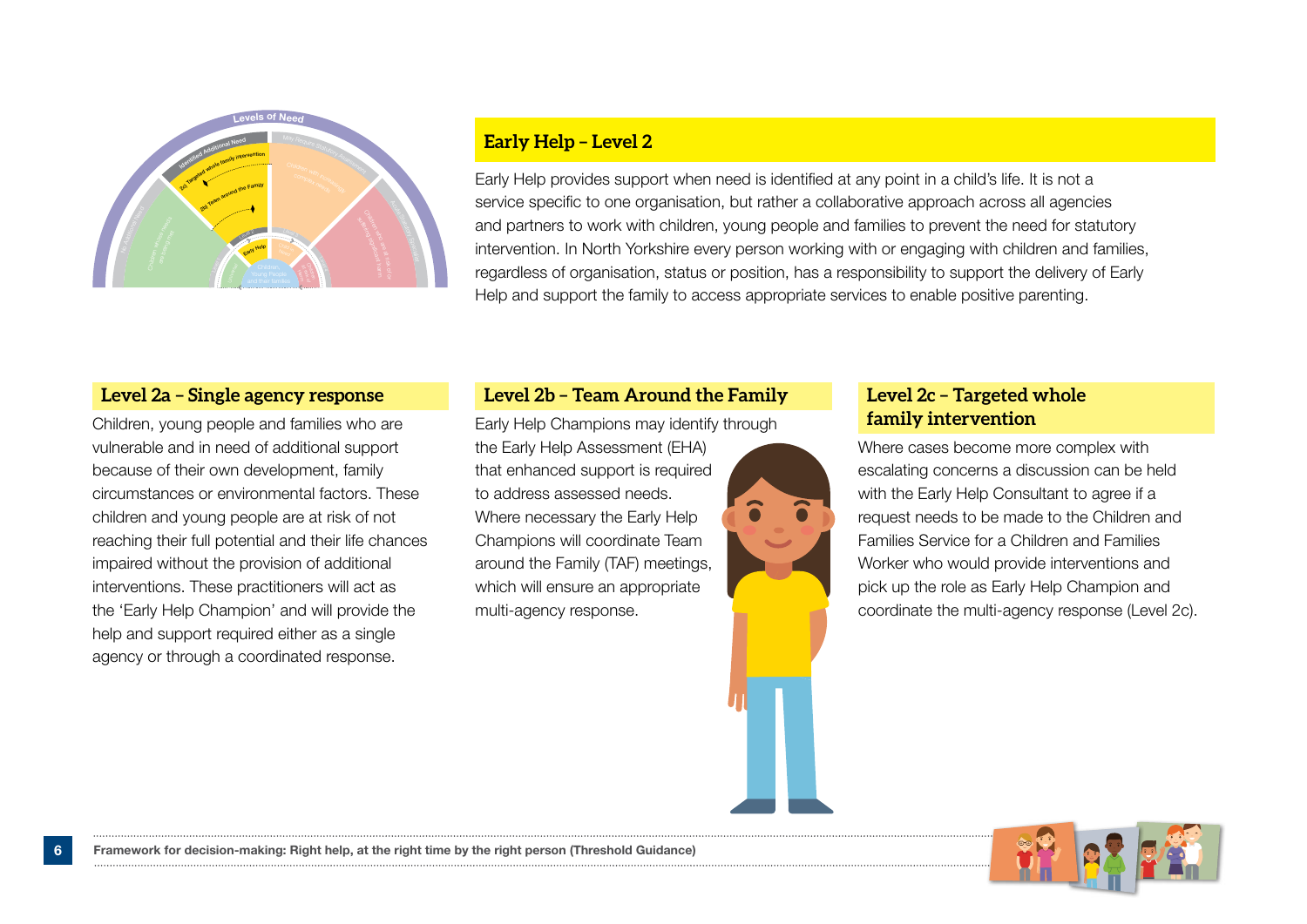## Early Help – Level 2

Early Help provides support when need is identified at any point in a child's life. It is not a service specific to one organisation, but rather a collaborative approach across all agencies and partners to work with children, young people and families to prevent the need for statutory intervention. In North Yorkshire every person working with or engaging with children and families, regardless of organisation, status or position, has a responsibility to support the delivery of Early Help and support the family to access appropriate services to enable positive parenting.

### Level 2a – Single agency response

Children, young people and families who are vulnerable and in need of additional support because of their own development, family circumstances or environmental factors. These children and young people are at risk of not reaching their full potential and their life chances impaired without the provision of additional interventions. These practitioners will act as the 'Early Help Champion' and will provide the help and support required either as a single agency or through a coordinated response.

### Level 2b – Team Around the Family

Early Help Champions may identify through the Early Help Assessment (EHA) that enhanced support is required to address assessed needs. Where necessary the Early Help Champions will coordinate Team around the Family (TAF) meetings, which will ensure an appropriate multi-agency response.

### Level 2c – Targeted whole family intervention

Where cases become more complex with escalating concerns a discussion can be held with the Early Help Consultant to agree if a request needs to be made to the Children and Families Service for a Children and Families Worker who would provide interventions and pick up the role as Early Help Champion and coordinate the multi-agency response (Level 2c).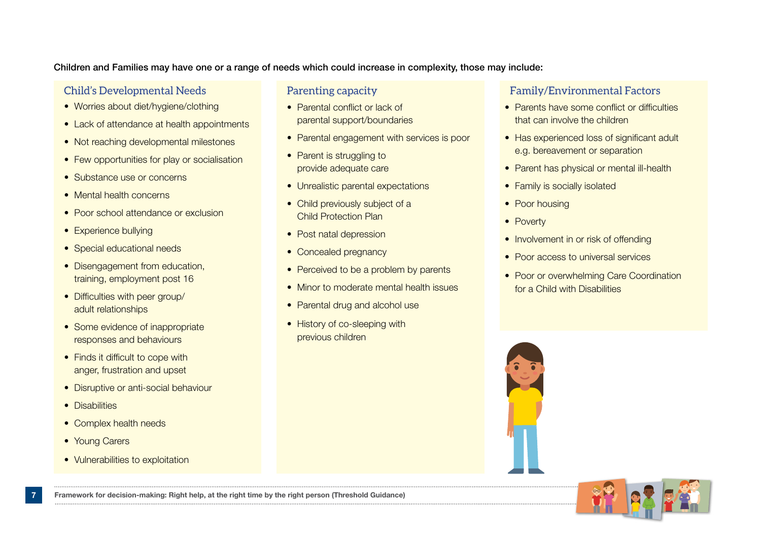**Children and Families may have one or a range of needs which could increase in complexity, those may include:**

### Child's Developmental Needs

- Worries about diet/hygiene/clothing
- Lack of attendance at health appointments
- Not reaching developmental milestones
- Few opportunities for play or socialisation
- Substance use or concerns
- Mental health concerns
- Poor school attendance or exclusion
- Experience bullying
- Special educational needs
- Disengagement from education, training, employment post 16
- Difficulties with peer group/ adult relationships
- Some evidence of inappropriate responses and behaviours
- Finds it difficult to cope with anger, frustration and upset
- Disruptive or anti-social behaviour
- Disabilities
- Complex health needs
- Young Carers
- Vulnerabilities to exploitation

### Parenting capacity

- Parental conflict or lack of parental support/boundaries
- Parental engagement with services is poor
- Parent is struggling to provide adequate care
- Unrealistic parental expectations
- Child previously subject of a Child Protection Plan
- Post natal depression
- Concealed pregnancy
- Perceived to be a problem by parents
- Minor to moderate mental health issues
- Parental drug and alcohol use
- History of co-sleeping with previous children

### Family/Environmental Factors

- Parents have some conflict or difficulties that can involve the children
- Has experienced loss of significant adult e.g. bereavement or separation
- Parent has physical or mental ill-health
- Family is socially isolated
- Poor housing
- Poverty
- Involvement in or risk of offending
- Poor access to universal services
- Poor or overwhelming Care Coordination for a Child with Disabilities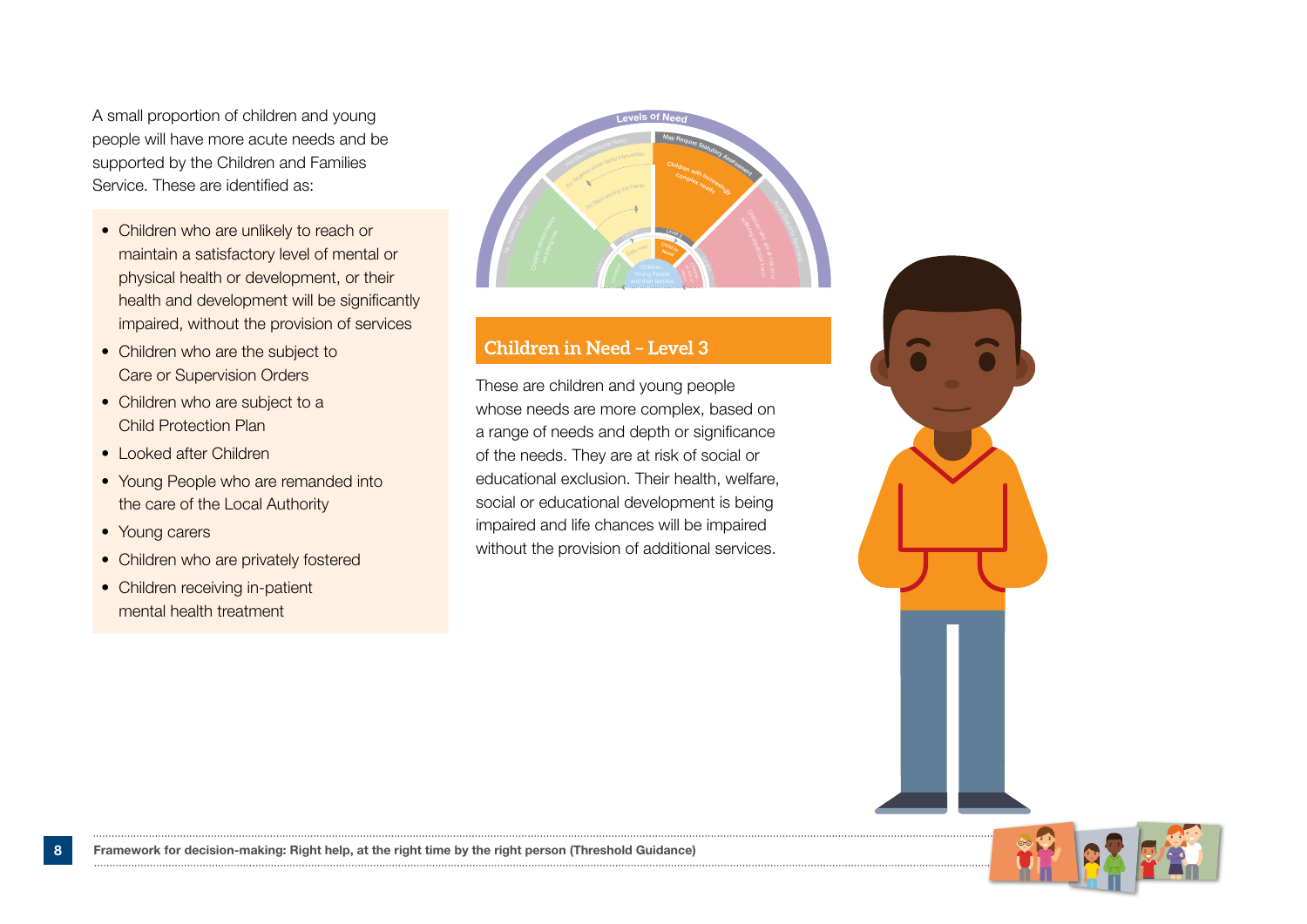A small proportion of children and young people will have more acute needs and be supported by the Children and Families Service. These are identified as:

- Children who are unlikely to reach or maintain a satisfactory level of mental or physical health or development, or their health and development will be significantly impaired, without the provision of services
- Children who are the subject to Care or Supervision Orders
- Children who are subject to a Child Protection Plan
- Looked after Children
- Young People who are remanded into the care of the Local Authority
- Young carers
- Children who are privately fostered
- Children receiving in-patient mental health treatment

## Children in Need – Level 3

These are children and young people whose needs are more complex, based on a range of needs and depth or significance of the needs. They are at risk of social or educational exclusion. Their health, welfare, social or educational development is being impaired and life chances will be impaired without the provision of additional services.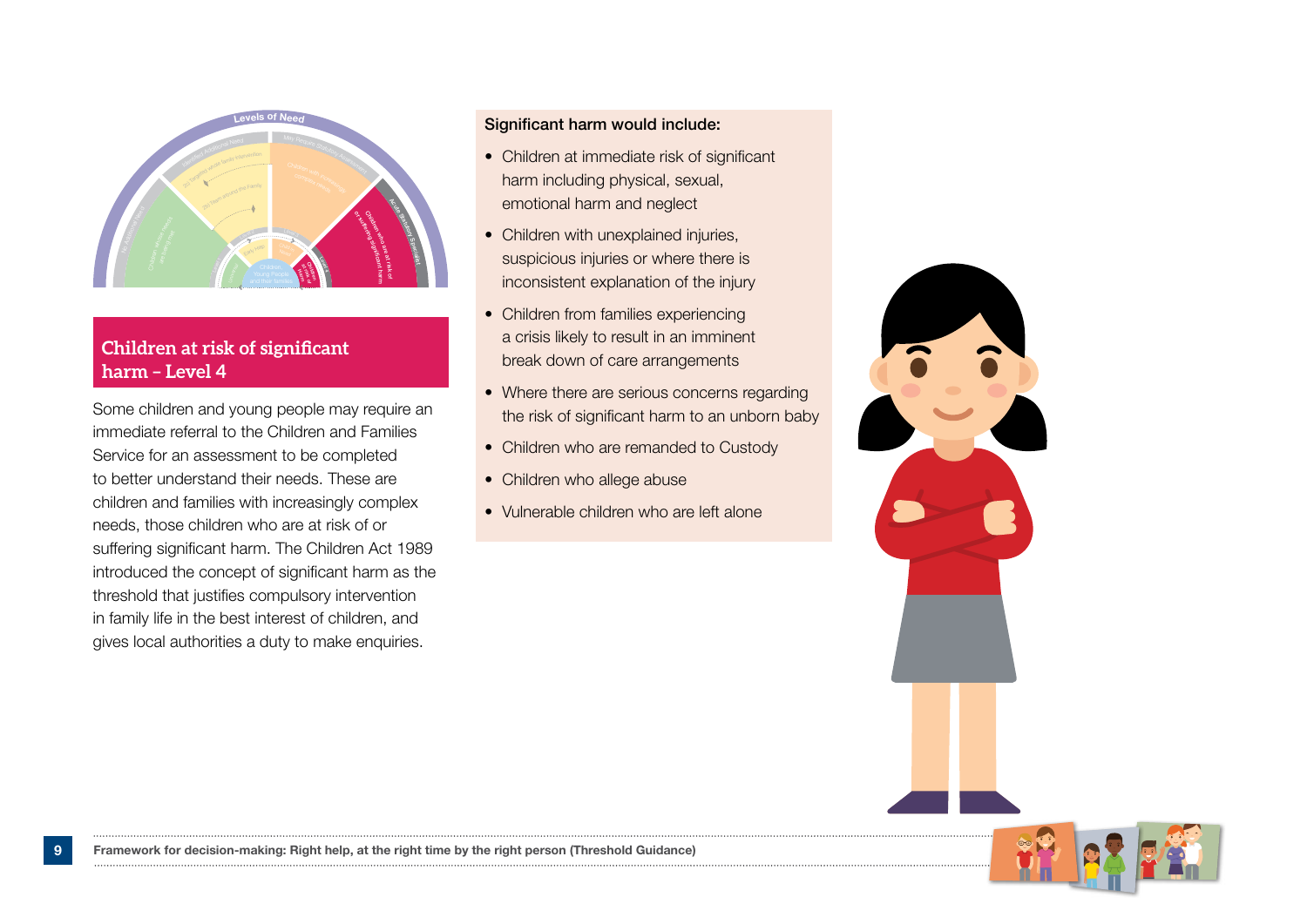## Children at risk of significant harm – Level 4

Some children and young people may require an immediate referral to the Children and Families Service for an assessment to be completed to better understand their needs. These are children and families with increasingly complex needs, those children who are at risk of or suffering significant harm. The Children Act 1989 introduced the concept of significant harm as the threshold that justifies compulsory intervention in family life in the best interest of children, and gives local authorities a duty to make enquiries.

**Significant harm would include:**

- Children at immediate risk of significant harm including physical, sexual, emotional harm and neglect
- Children with unexplained injuries, suspicious injuries or where there is inconsistent explanation of the injury
- Children from families experiencing a crisis likely to result in an imminent break down of care arrangements
- Where there are serious concerns regarding the risk of significant harm to an unborn baby
- Children who are remanded to Custody
- Children who allege abuse
- Vulnerable children who are left alone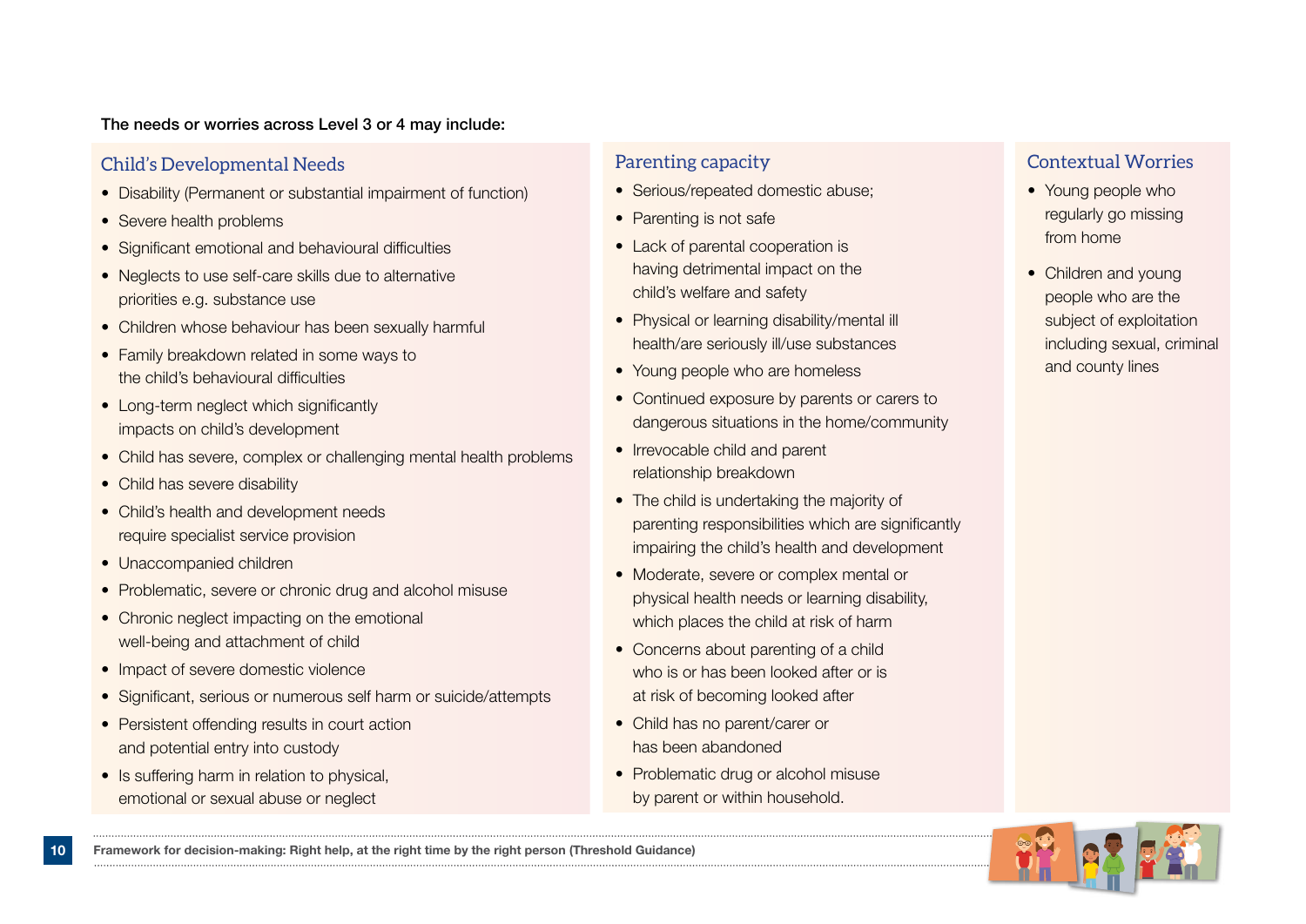**The needs or worries across Level 3 or 4 may include:**

## Child's Developmental Needs

- Disability (Permanent or substantial impairment of function)
- Severe health problems
- Significant emotional and behavioural difficulties
- Neglects to use self-care skills due to alternative priorities e.g. substance use
- Children whose behaviour has been sexually harmful
- Family breakdown related in some ways to the child's behavioural difficulties
- Long-term neglect which significantly impacts on child's development
- Child has severe, complex or challenging mental health problems
- Child has severe disability
- Child's health and development needs require specialist service provision
- Unaccompanied children
- Problematic, severe or chronic drug and alcohol misuse
- Chronic neglect impacting on the emotional well-being and attachment of child
- Impact of severe domestic violence
- Significant, serious or numerous self harm or suicide/attempts
- Persistent offending results in court action and potential entry into custody
- Is suffering harm in relation to physical, emotional or sexual abuse or neglect

## Parenting capacity

- Serious/repeated domestic abuse;
- Parenting is not safe
- Lack of parental cooperation is having detrimental impact on the child's welfare and safety
- Physical or learning disability/mental ill health/are seriously ill/use substances
- Young people who are homeless
- Continued exposure by parents or carers to dangerous situations in the home/community
- Irrevocable child and parent relationship breakdown
- The child is undertaking the majority of parenting responsibilities which are significantly impairing the child's health and development
- Moderate, severe or complex mental or physical health needs or learning disability, which places the child at risk of harm
- Concerns about parenting of a child who is or has been looked after or is at risk of becoming looked after
- Child has no parent/carer or has been abandoned
- Problematic drug or alcohol misuse by parent or within household.

## Contextual Worries

- Young people who regularly go missing from home
- Children and young people who are the subject of exploitation including sexual, criminal and county lines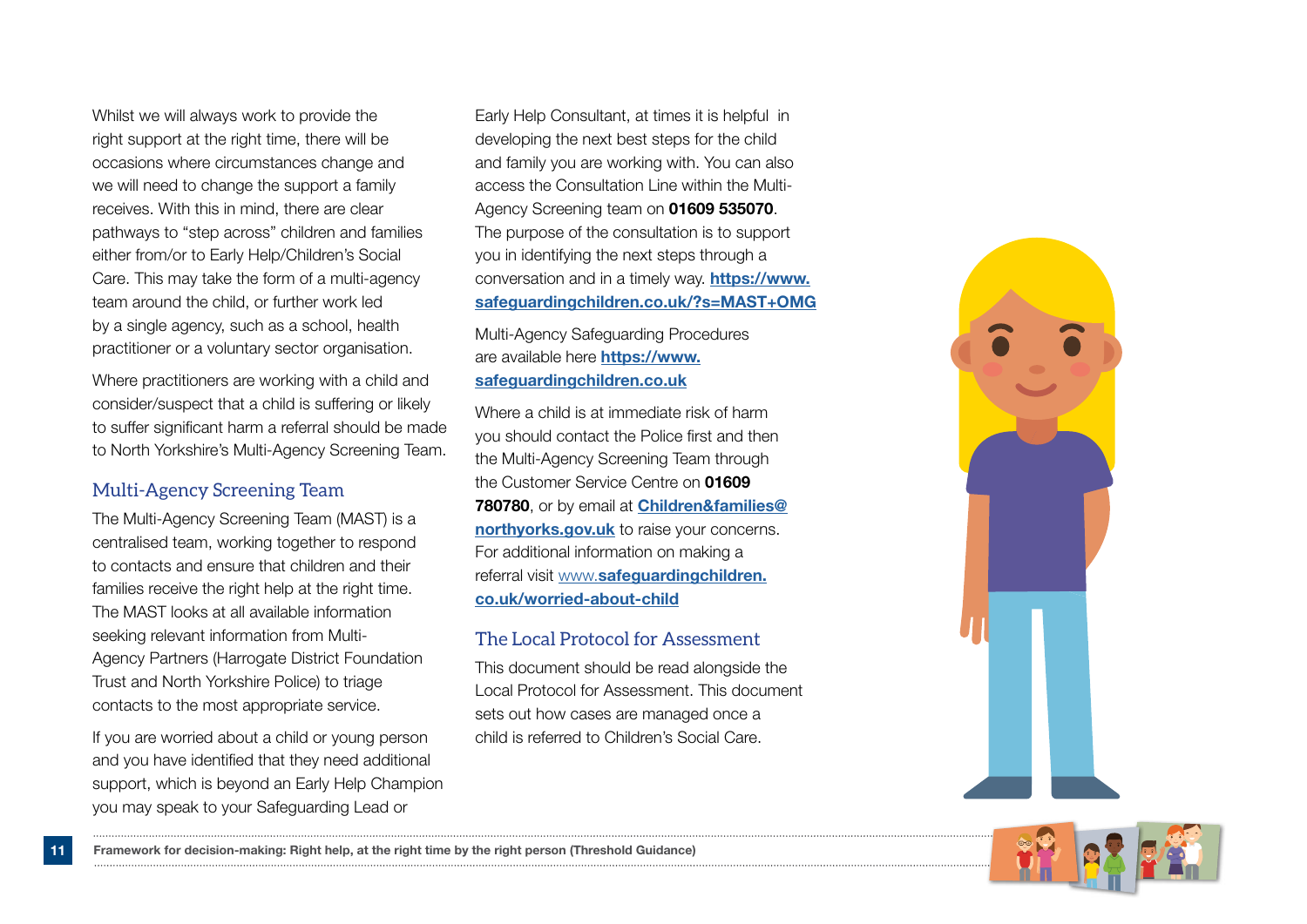Whilst we will always work to provide the right support at the right time, there will be occasions where circumstances change and we will need to change the support a family receives. With this in mind, there are clear pathways to "step across" children and families either from/or to Early Help/Children's Social Care. This may take the form of a multi-agency team around the child, or further work led by a single agency, such as a school, health practitioner or a voluntary sector organisation.

Where practitioners are working with a child and consider/suspect that a child is suffering or likely to suffer significant harm a referral should be made to North Yorkshire's Multi-Agency Screening Team.

## Multi-Agency Screening Team

The Multi-Agency Screening Team (MAST) is a centralised team, working together to respond to contacts and ensure that children and their families receive the right help at the right time. The MAST looks at all available information seeking relevant information from Multi-Agency Partners (Harrogate District Foundation Trust and North Yorkshire Police) to triage contacts to the most appropriate service.

If you are worried about a child or young person and you have identified that they need additional support, which is beyond an Early Help Champion you may speak to your Safeguarding Lead or Early Help Consultant, at times it is helpful in developing the next best steps for the child and family you are working with. You can also access the Consultation Line within the Multi-Agency Screening team on **01609 535070**. The purpose of the consultation is to support you in identifying the next steps through a conversation and in a timely way. **https://www.safeguardingchildren.co.uk/?s=MAST+OMG**

Multi-Agency Safeguarding Procedures are available here **https://www.safeguardingchildren.co.uk**

Where a child is at immediate risk of harm you should contact the Police first and then the Multi-Agency Screening Team through the Customer Service Centre on **01609 780780**, or by email at **Children&families@northyorks.gov.uk** to raise your concerns. For additional information on making a referral visit www.**safeguardingchildren.co.uk/worried-about-child**

## The Local Protocol for Assessment

This document should be read alongside the Local Protocol for Assessment. This document sets out how cases are managed once a child is referred to Children's Social Care.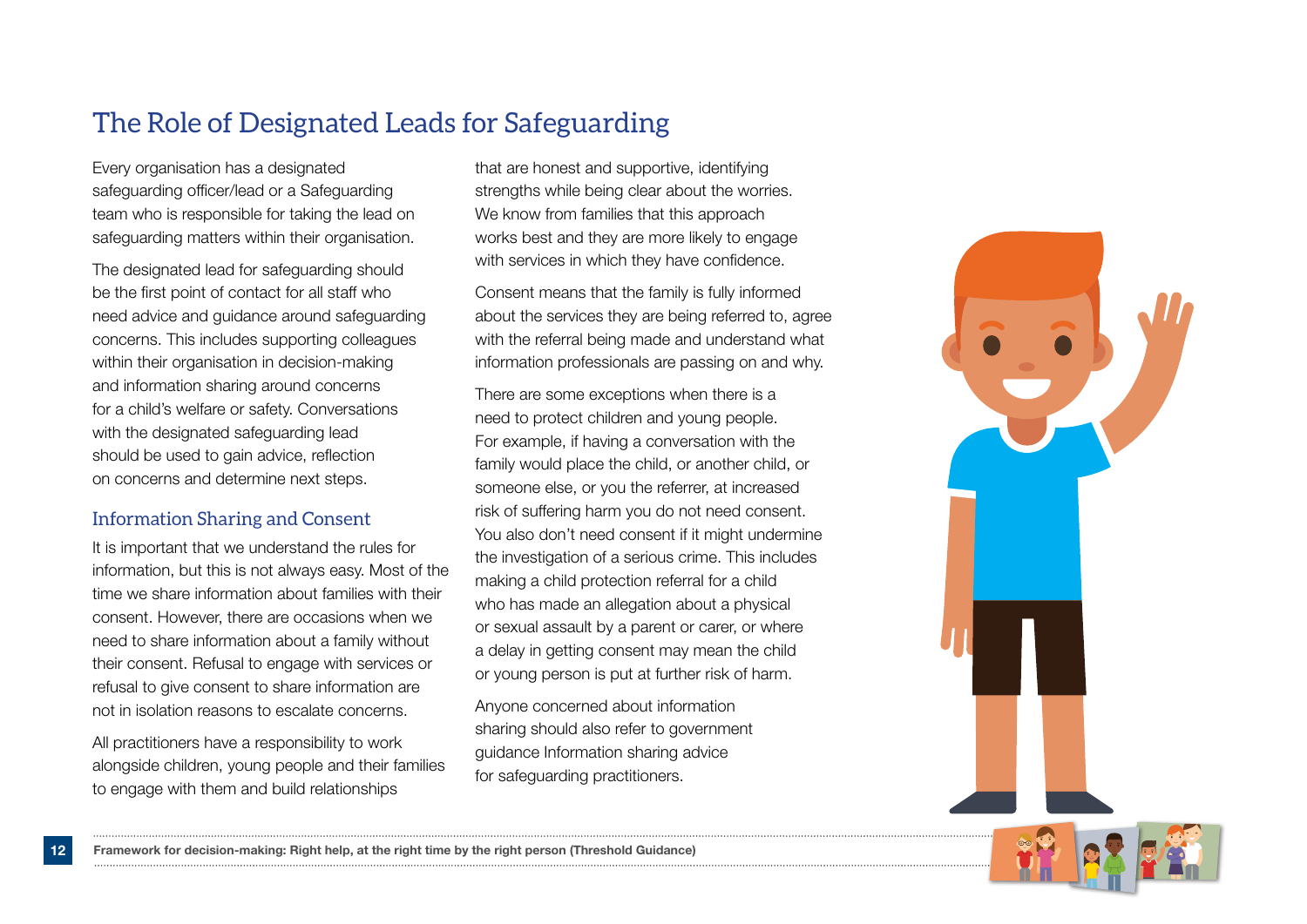# The Role of Designated Leads for Safeguarding

Every organisation has a designated safeguarding officer/lead or a Safeguarding team who is responsible for taking the lead on safeguarding matters within their organisation.

The designated lead for safeguarding should be the first point of contact for all staff who need advice and guidance around safeguarding concerns. This includes supporting colleagues within their organisation in decision-making and information sharing around concerns for a child's welfare or safety. Conversations with the designated safeguarding lead should be used to gain advice, reflection on concerns and determine next steps.

## Information Sharing and Consent

It is important that we understand the rules for information, but this is not always easy. Most of the time we share information about families with their consent. However, there are occasions when we need to share information about a family without their consent. Refusal to engage with services or refusal to give consent to share information are not in isolation reasons to escalate concerns.

All practitioners have a responsibility to work alongside children, young people and their families to engage with them and build relationships that are honest and supportive, identifying strengths while being clear about the worries. We know from families that this approach works best and they are more likely to engage with services in which they have confidence.

Consent means that the family is fully informed about the services they are being referred to, agree with the referral being made and understand what information professionals are passing on and why.

There are some exceptions when there is a need to protect children and young people. For example, if having a conversation with the family would place the child, or another child, or someone else, or you the referrer, at increased risk of suffering harm you do not need consent. You also don't need consent if it might undermine the investigation of a serious crime. This includes making a child protection referral for a child who has made an allegation about a physical or sexual assault by a parent or carer, or where a delay in getting consent may mean the child or young person is put at further risk of harm.

Anyone concerned about information sharing should also refer to government guidance Information sharing advice for safeguarding practitioners.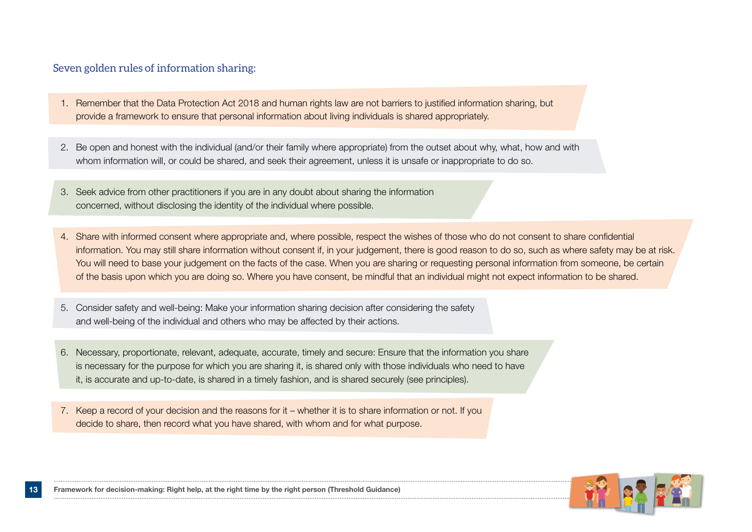## Seven golden rules of information sharing:

1. Remember that the Data Protection Act 2018 and human rights law are not barriers to justified information sharing, but provide a framework to ensure that personal information about living individuals is shared appropriately.

2. Be open and honest with the individual (and/or their family where appropriate) from the outset about why, what, how and with whom information will, or could be shared, and seek their agreement, unless it is unsafe or inappropriate to do so.

3. Seek advice from other practitioners if you are in any doubt about sharing the information concerned, without disclosing the identity of the individual where possible.

4. Share with informed consent where appropriate and, where possible, respect the wishes of those who do not consent to share confidential information. You may still share information without consent if, in your judgement, there is good reason to do so, such as where safety may be at risk. You will need to base your judgement on the facts of the case. When you are sharing or requesting personal information from someone, be certain of the basis upon which you are doing so. Where you have consent, be mindful that an individual might not expect information to be shared.

5. Consider safety and well-being: Make your information sharing decision after considering the safety and well-being of the individual and others who may be affected by their actions.

6. Necessary, proportionate, relevant, adequate, accurate, timely and secure: Ensure that the information you share is necessary for the purpose for which you are sharing it, is shared only with those individuals who need to have it, is accurate and up-to-date, is shared in a timely fashion, and is shared securely (see principles).

7. Keep a record of your decision and the reasons for it – whether it is to share information or not. If you decide to share, then record what you have shared, with whom and for what purpose.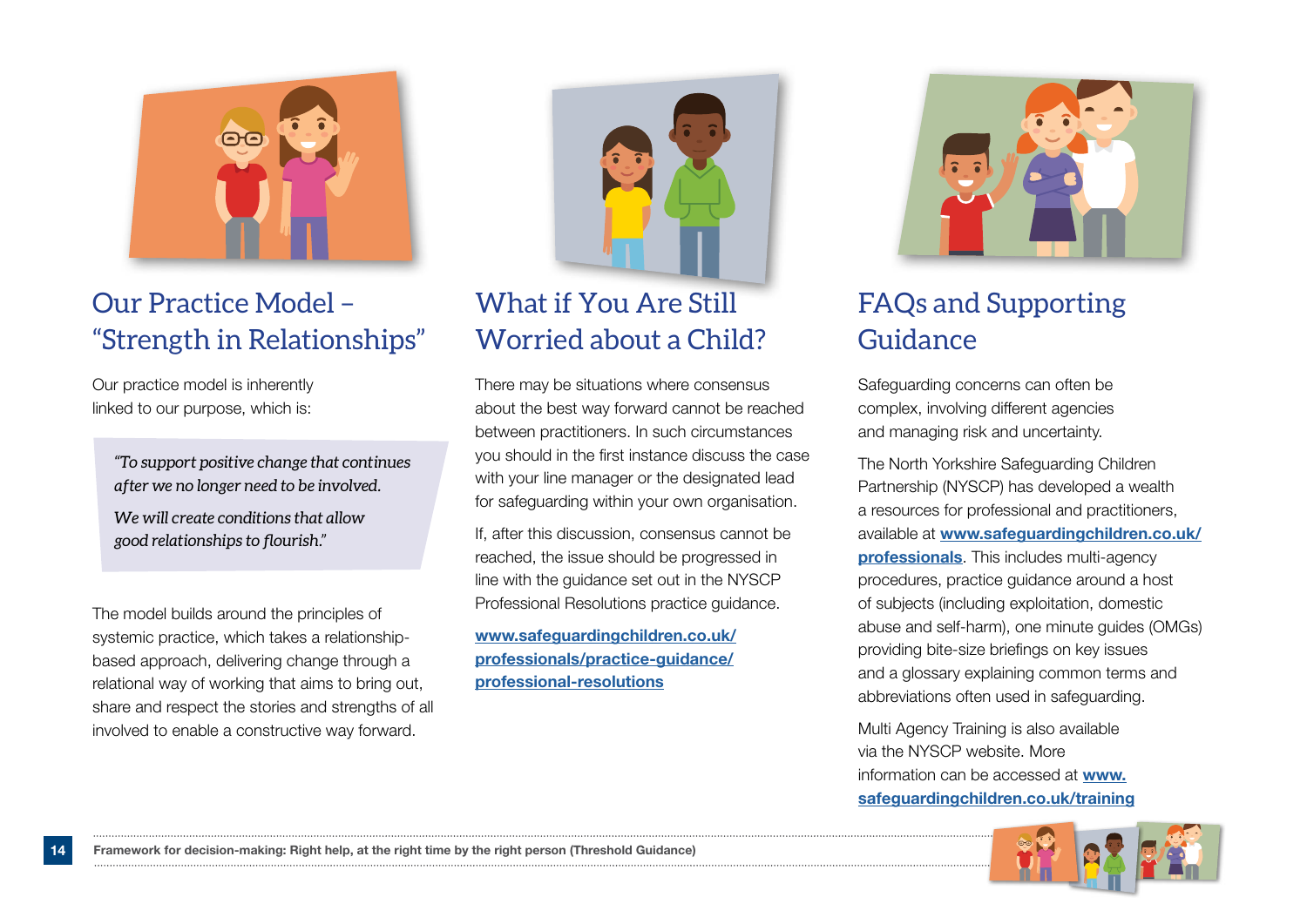## Our Practice Model – "Strength in Relationships"

Our practice model is inherently linked to our purpose, which is:

> *"To support positive change that continues after we no longer need to be involved.*
>
> *We will create conditions that allow good relationships to flourish."*

The model builds around the principles of systemic practice, which takes a relationship-based approach, delivering change through a relational way of working that aims to bring out, share and respect the stories and strengths of all involved to enable a constructive way forward.

## What if You Are Still Worried about a Child?

There may be situations where consensus about the best way forward cannot be reached between practitioners. In such circumstances you should in the first instance discuss the case with your line manager or the designated lead for safeguarding within your own organisation.

If, after this discussion, consensus cannot be reached, the issue should be progressed in line with the guidance set out in the NYSCP Professional Resolutions practice guidance.

**www.safeguardingchildren.co.uk/professionals/practice-guidance/professional-resolutions**

## FAQs and Supporting Guidance

Safeguarding concerns can often be complex, involving different agencies and managing risk and uncertainty.

The North Yorkshire Safeguarding Children Partnership (NYSCP) has developed a wealth a resources for professional and practitioners, available at **www.safeguardingchildren.co.uk/professionals**. This includes multi-agency procedures, practice guidance around a host of subjects (including exploitation, domestic abuse and self-harm), one minute guides (OMGs) providing bite-size briefings on key issues and a glossary explaining common terms and abbreviations often used in safeguarding.

Multi Agency Training is also available via the NYSCP website. More information can be accessed at **www.safeguardingchildren.co.uk/training**